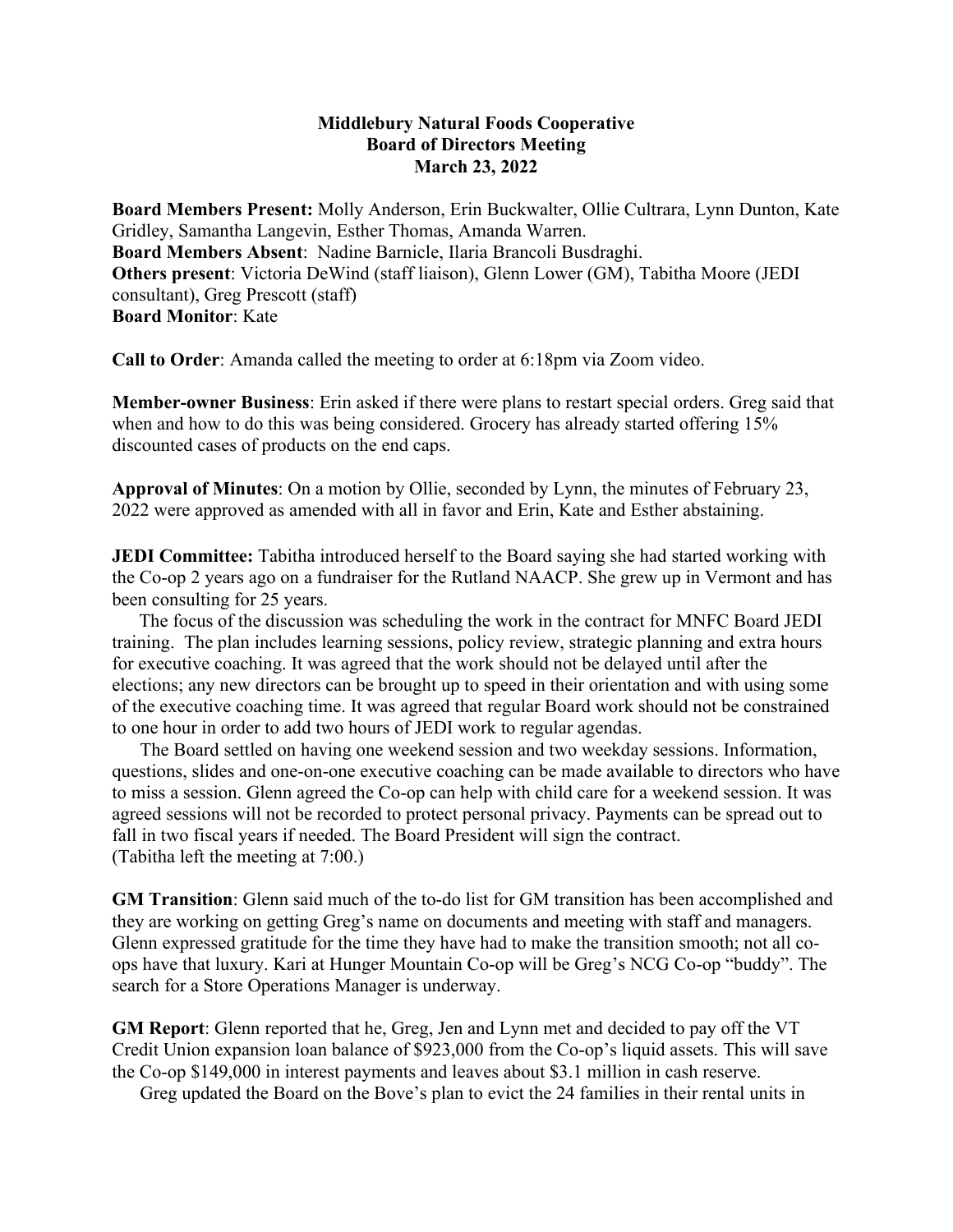**Middlebury Natural Foods Cooperative**
**Board of Directors Meeting**
**March 23, 2022**

**Board Members Present:** Molly Anderson, Erin Buckwalter, Ollie Cultrara, Lynn Dunton, Kate Gridley, Samantha Langevin, Esther Thomas, Amanda Warren.
**Board Members Absent**: Nadine Barnicle, Ilaria Brancoli Busdraghi.
**Others present**: Victoria DeWind (staff liaison), Glenn Lower (GM), Tabitha Moore (JEDI consultant), Greg Prescott (staff)
**Board Monitor**: Kate

**Call to Order**: Amanda called the meeting to order at 6:18pm via Zoom video.

**Member-owner Business**: Erin asked if there were plans to restart special orders. Greg said that when and how to do this was being considered. Grocery has already started offering 15% discounted cases of products on the end caps.

**Approval of Minutes**: On a motion by Ollie, seconded by Lynn, the minutes of February 23, 2022 were approved as amended with all in favor and Erin, Kate and Esther abstaining.

**JEDI Committee:** Tabitha introduced herself to the Board saying she had started working with the Co-op 2 years ago on a fundraiser for the Rutland NAACP. She grew up in Vermont and has been consulting for 25 years.

The focus of the discussion was scheduling the work in the contract for MNFC Board JEDI training. The plan includes learning sessions, policy review, strategic planning and extra hours for executive coaching. It was agreed that the work should not be delayed until after the elections; any new directors can be brought up to speed in their orientation and with using some of the executive coaching time. It was agreed that regular Board work should not be constrained to one hour in order to add two hours of JEDI work to regular agendas.

The Board settled on having one weekend session and two weekday sessions. Information, questions, slides and one-on-one executive coaching can be made available to directors who have to miss a session. Glenn agreed the Co-op can help with child care for a weekend session. It was agreed sessions will not be recorded to protect personal privacy. Payments can be spread out to fall in two fiscal years if needed. The Board President will sign the contract.
(Tabitha left the meeting at 7:00.)

**GM Transition**: Glenn said much of the to-do list for GM transition has been accomplished and they are working on getting Greg's name on documents and meeting with staff and managers. Glenn expressed gratitude for the time they have had to make the transition smooth; not all co-ops have that luxury. Kari at Hunger Mountain Co-op will be Greg's NCG Co-op "buddy". The search for a Store Operations Manager is underway.

**GM Report**: Glenn reported that he, Greg, Jen and Lynn met and decided to pay off the VT Credit Union expansion loan balance of $923,000 from the Co-op's liquid assets. This will save the Co-op $149,000 in interest payments and leaves about $3.1 million in cash reserve.

Greg updated the Board on the Bove's plan to evict the 24 families in their rental units in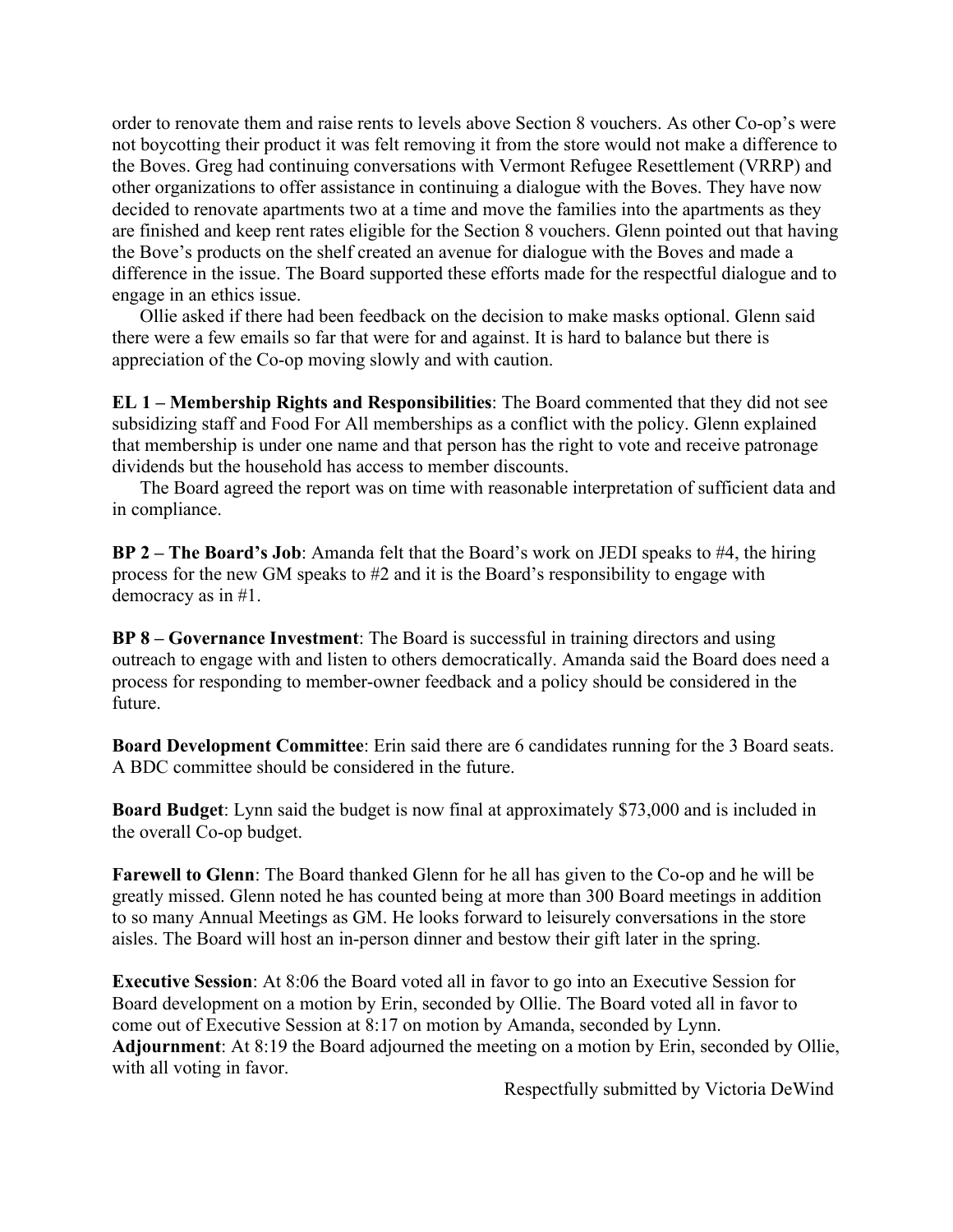order to renovate them and raise rents to levels above Section 8 vouchers. As other Co-op's were not boycotting their product it was felt removing it from the store would not make a difference to the Boves. Greg had continuing conversations with Vermont Refugee Resettlement (VRRP) and other organizations to offer assistance in continuing a dialogue with the Boves. They have now decided to renovate apartments two at a time and move the families into the apartments as they are finished and keep rent rates eligible for the Section 8 vouchers. Glenn pointed out that having the Bove's products on the shelf created an avenue for dialogue with the Boves and made a difference in the issue. The Board supported these efforts made for the respectful dialogue and to engage in an ethics issue.

Ollie asked if there had been feedback on the decision to make masks optional. Glenn said there were a few emails so far that were for and against. It is hard to balance but there is appreciation of the Co-op moving slowly and with caution.

**EL 1 – Membership Rights and Responsibilities**: The Board commented that they did not see subsidizing staff and Food For All memberships as a conflict with the policy. Glenn explained that membership is under one name and that person has the right to vote and receive patronage dividends but the household has access to member discounts.

The Board agreed the report was on time with reasonable interpretation of sufficient data and in compliance.

**BP 2 – The Board's Job**: Amanda felt that the Board's work on JEDI speaks to #4, the hiring process for the new GM speaks to #2 and it is the Board's responsibility to engage with democracy as in #1.

**BP 8 – Governance Investment**: The Board is successful in training directors and using outreach to engage with and listen to others democratically. Amanda said the Board does need a process for responding to member-owner feedback and a policy should be considered in the future.

**Board Development Committee**: Erin said there are 6 candidates running for the 3 Board seats. A BDC committee should be considered in the future.

**Board Budget**: Lynn said the budget is now final at approximately $73,000 and is included in the overall Co-op budget.

**Farewell to Glenn**: The Board thanked Glenn for he all has given to the Co-op and he will be greatly missed. Glenn noted he has counted being at more than 300 Board meetings in addition to so many Annual Meetings as GM. He looks forward to leisurely conversations in the store aisles. The Board will host an in-person dinner and bestow their gift later in the spring.

**Executive Session**: At 8:06 the Board voted all in favor to go into an Executive Session for Board development on a motion by Erin, seconded by Ollie. The Board voted all in favor to come out of Executive Session at 8:17 on motion by Amanda, seconded by Lynn.
**Adjournment**: At 8:19 the Board adjourned the meeting on a motion by Erin, seconded by Ollie, with all voting in favor.

Respectfully submitted by Victoria DeWind